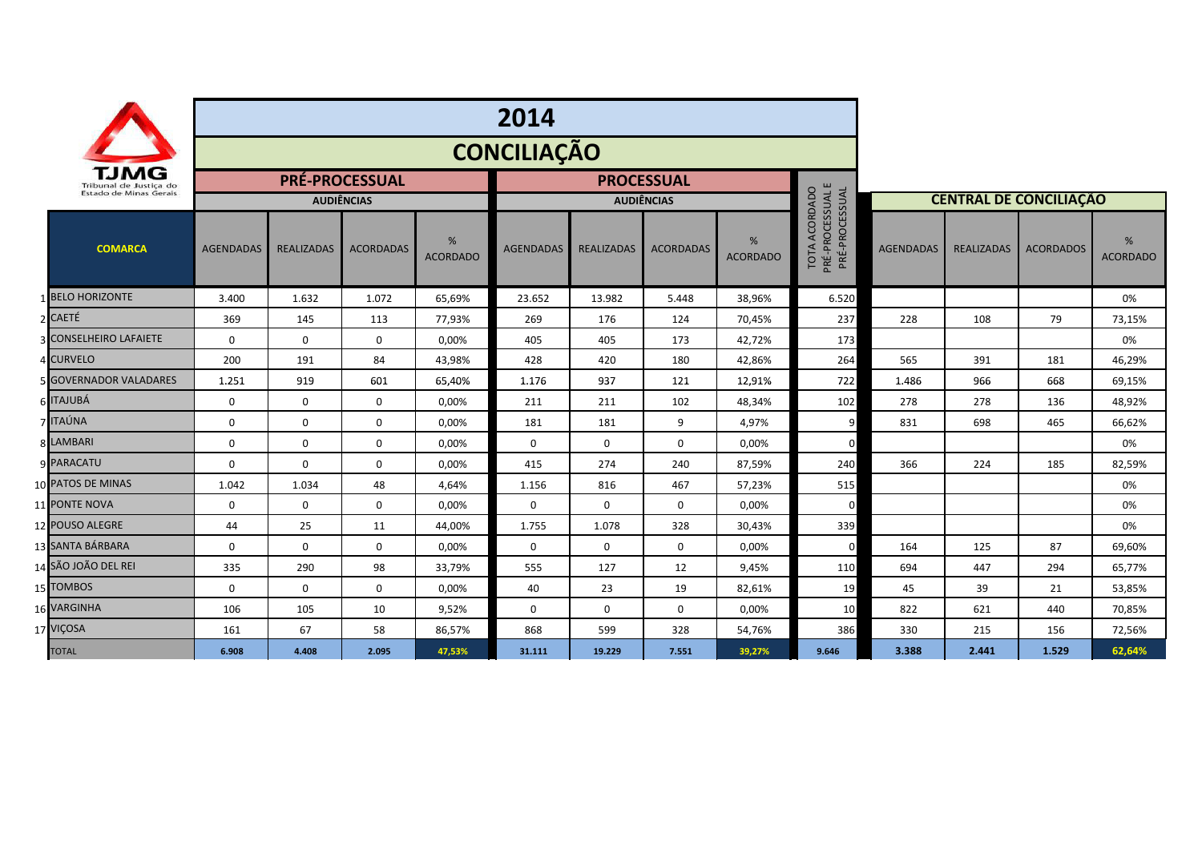TJMG
Tribunal de Justiça do Estado de Minas Gerais

# 2014

## CONCILIAÇÃO

| | COMARCA | PRÉ-PROCESSUAL – AUDIÊNCIAS | | | | PROCESSUAL – AUDIÊNCIAS | | | | TOTA ACORDADO PRÉ-PROCESSUAL E PRÉ-PROCESSUAL | CENTRAL DE CONCILIAÇÃO | | | |
|---|---|---|---|---|---|---|---|---|---|---|---|---|---|---|
| | | AGENDADAS | REALIZADAS | ACORDADAS | % ACORDADO | AGENDADAS | REALIZADAS | ACORDADAS | % ACORDADO | | AGENDADAS | REALIZADAS | ACORDADOS | % ACORDADO |
| 1 | BELO HORIZONTE | 3.400 | 1.632 | 1.072 | 65,69% | 23.652 | 13.982 | 5.448 | 38,96% | 6.520 | | | | 0% |
| 2 | CAETÉ | 369 | 145 | 113 | 77,93% | 269 | 176 | 124 | 70,45% | 237 | 228 | 108 | 79 | 73,15% |
| 3 | CONSELHEIRO LAFAIETE | 0 | 0 | 0 | 0,00% | 405 | 405 | 173 | 42,72% | 173 | | | | 0% |
| 4 | CURVELO | 200 | 191 | 84 | 43,98% | 428 | 420 | 180 | 42,86% | 264 | 565 | 391 | 181 | 46,29% |
| 5 | GOVERNADOR VALADARES | 1.251 | 919 | 601 | 65,40% | 1.176 | 937 | 121 | 12,91% | 722 | 1.486 | 966 | 668 | 69,15% |
| 6 | ITAJUBÁ | 0 | 0 | 0 | 0,00% | 211 | 211 | 102 | 48,34% | 102 | 278 | 278 | 136 | 48,92% |
| 7 | ITAÚNA | 0 | 0 | 0 | 0,00% | 181 | 181 | 9 | 4,97% | 9 | 831 | 698 | 465 | 66,62% |
| 8 | LAMBARI | 0 | 0 | 0 | 0,00% | 0 | 0 | 0 | 0,00% | 0 | | | | 0% |
| 9 | PARACATU | 0 | 0 | 0 | 0,00% | 415 | 274 | 240 | 87,59% | 240 | 366 | 224 | 185 | 82,59% |
| 10 | PATOS DE MINAS | 1.042 | 1.034 | 48 | 4,64% | 1.156 | 816 | 467 | 57,23% | 515 | | | | 0% |
| 11 | PONTE NOVA | 0 | 0 | 0 | 0,00% | 0 | 0 | 0 | 0,00% | 0 | | | | 0% |
| 12 | POUSO ALEGRE | 44 | 25 | 11 | 44,00% | 1.755 | 1.078 | 328 | 30,43% | 339 | | | | 0% |
| 13 | SANTA BÁRBARA | 0 | 0 | 0 | 0,00% | 0 | 0 | 0 | 0,00% | 0 | 164 | 125 | 87 | 69,60% |
| 14 | SÃO JOÃO DEL REI | 335 | 290 | 98 | 33,79% | 555 | 127 | 12 | 9,45% | 110 | 694 | 447 | 294 | 65,77% |
| 15 | TOMBOS | 0 | 0 | 0 | 0,00% | 40 | 23 | 19 | 82,61% | 19 | 45 | 39 | 21 | 53,85% |
| 16 | VARGINHA | 106 | 105 | 10 | 9,52% | 0 | 0 | 0 | 0,00% | 10 | 822 | 621 | 440 | 70,85% |
| 17 | VIÇOSA | 161 | 67 | 58 | 86,57% | 868 | 599 | 328 | 54,76% | 386 | 330 | 215 | 156 | 72,56% |
| | TOTAL | 6.908 | 4.408 | 2.095 | 47,53% | 31.111 | 19.229 | 7.551 | 39,27% | 9.646 | 3.388 | 2.441 | 1.529 | 62,64% |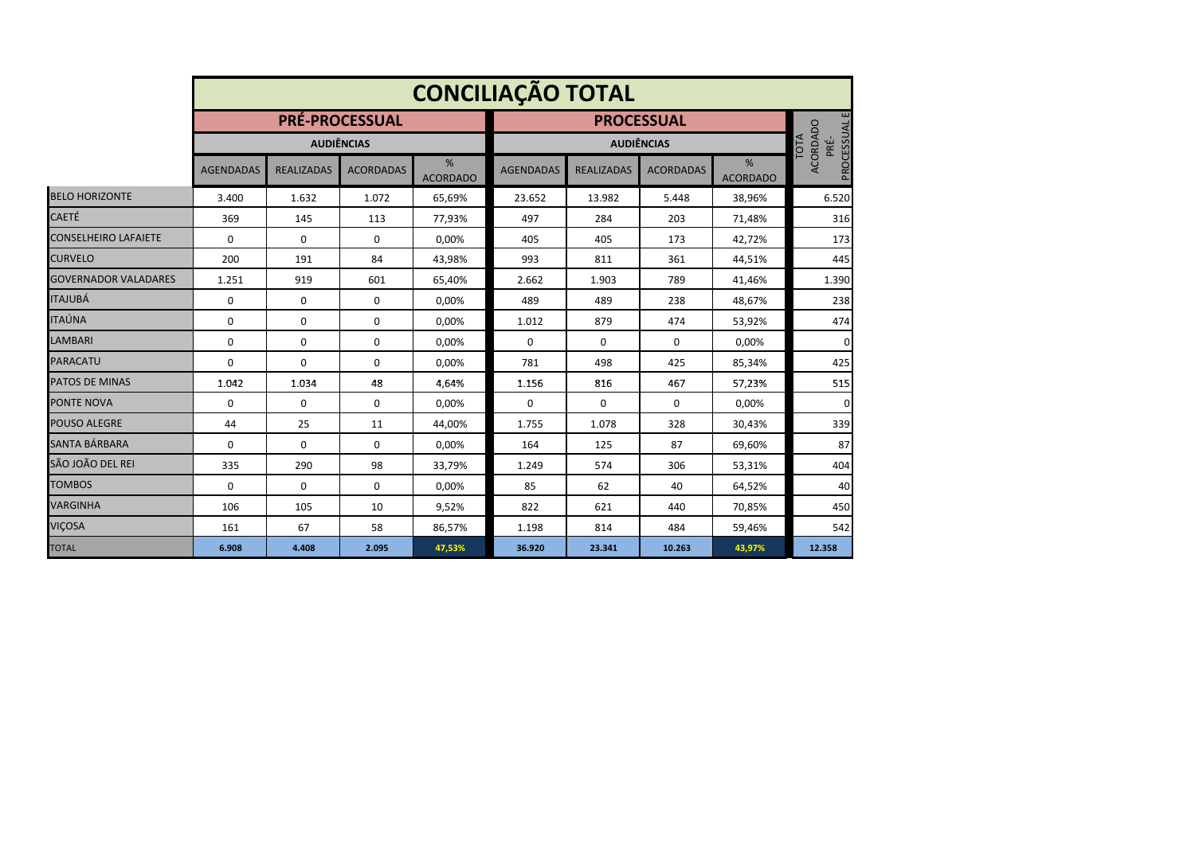# CONCILIAÇÃO TOTAL

| | PRÉ-PROCESSUAL | | | | PROCESSUAL | | | | TOTA ACORDADO PRÉ-PROCESSUAL E |
|---|---|---|---|---|---|---|---|---|---|
| | AUDIÊNCIAS | | | | AUDIÊNCIAS | | | | |
| | AGENDADAS | REALIZADAS | ACORDADAS | % ACORDADO | AGENDADAS | REALIZADAS | ACORDADAS | % ACORDADO | |
| BELO HORIZONTE | 3.400 | 1.632 | 1.072 | 65,69% | 23.652 | 13.982 | 5.448 | 38,96% | 6.520 |
| CAETÉ | 369 | 145 | 113 | 77,93% | 497 | 284 | 203 | 71,48% | 316 |
| CONSELHEIRO LAFAIETE | 0 | 0 | 0 | 0,00% | 405 | 405 | 173 | 42,72% | 173 |
| CURVELO | 200 | 191 | 84 | 43,98% | 993 | 811 | 361 | 44,51% | 445 |
| GOVERNADOR VALADARES | 1.251 | 919 | 601 | 65,40% | 2.662 | 1.903 | 789 | 41,46% | 1.390 |
| ITAJUBÁ | 0 | 0 | 0 | 0,00% | 489 | 489 | 238 | 48,67% | 238 |
| ITAÚNA | 0 | 0 | 0 | 0,00% | 1.012 | 879 | 474 | 53,92% | 474 |
| LAMBARI | 0 | 0 | 0 | 0,00% | 0 | 0 | 0 | 0,00% | 0 |
| PARACATU | 0 | 0 | 0 | 0,00% | 781 | 498 | 425 | 85,34% | 425 |
| PATOS DE MINAS | 1.042 | 1.034 | 48 | 4,64% | 1.156 | 816 | 467 | 57,23% | 515 |
| PONTE NOVA | 0 | 0 | 0 | 0,00% | 0 | 0 | 0 | 0,00% | 0 |
| POUSO ALEGRE | 44 | 25 | 11 | 44,00% | 1.755 | 1.078 | 328 | 30,43% | 339 |
| SANTA BÁRBARA | 0 | 0 | 0 | 0,00% | 164 | 125 | 87 | 69,60% | 87 |
| SÃO JOÃO DEL REI | 335 | 290 | 98 | 33,79% | 1.249 | 574 | 306 | 53,31% | 404 |
| TOMBOS | 0 | 0 | 0 | 0,00% | 85 | 62 | 40 | 64,52% | 40 |
| VARGINHA | 106 | 105 | 10 | 9,52% | 822 | 621 | 440 | 70,85% | 450 |
| VIÇOSA | 161 | 67 | 58 | 86,57% | 1.198 | 814 | 484 | 59,46% | 542 |
| TOTAL | 6.908 | 4.408 | 2.095 | 47,53% | 36.920 | 23.341 | 10.263 | 43,97% | 12.358 |